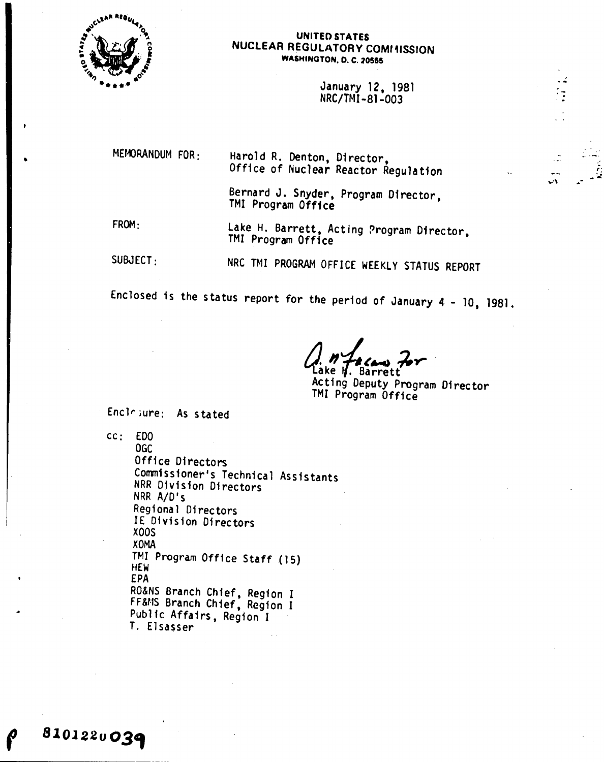UNITED STATES
NUCLEAR REGULATORY COMMISSION
WASHINGTON, D. C. 20555

January 12, 1981
NRC/TMI-81-003

MEMORANDUM FOR: Harold R. Denton, Director,
Office of Nuclear Reactor Regulation

Bernard J. Snyder, Program Director,
TMI Program Office

FROM: Lake H. Barrett, Acting Program Director,
TMI Program Office

SUBJECT: NRC TMI PROGRAM OFFICE WEEKLY STATUS REPORT

Enclosed is the status report for the period of January 4 - 10, 1981.

A. N. Fasano For
Lake H. Barrett
Acting Deputy Program Director
TMI Program Office

Enclosure: As stated

cc: EDO
OGC
Office Directors
Commissioner's Technical Assistants
NRR Division Directors
NRR A/D's
Regional Directors
IE Division Directors
XOOS
XOMA
TMI Program Office Staff (15)
HEW
EPA
RO&NS Branch Chief, Region I
FF&MS Branch Chief, Region I
Public Affairs, Region I
T. Elsasser

8101220039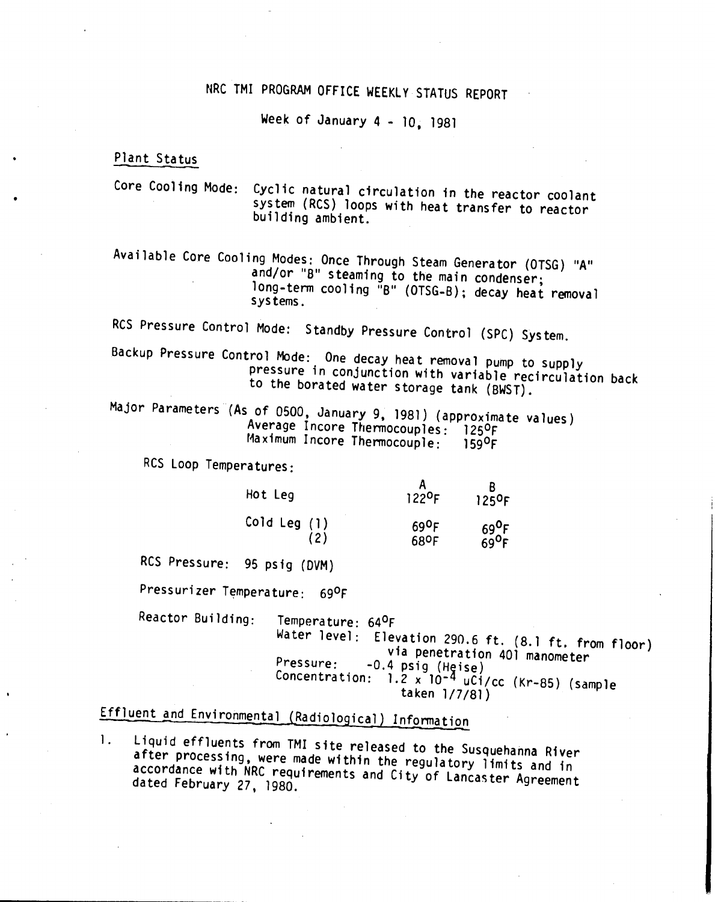# NRC TMI PROGRAM OFFICE WEEKLY STATUS REPORT

Week of January 4 - 10, 1981

## Plant Status

Core Cooling Mode: Cyclic natural circulation in the reactor coolant system (RCS) loops with heat transfer to reactor building ambient.

Available Core Cooling Modes: Once Through Steam Generator (OTSG) "A" and/or "B" steaming to the main condenser; long-term cooling "B" (OTSG-B); decay heat removal systems.

RCS Pressure Control Mode: Standby Pressure Control (SPC) System.

Backup Pressure Control Mode: One decay heat removal pump to supply pressure in conjunction with variable recirculation back to the borated water storage tank (BWST).

Major Parameters (As of 0500, January 9, 1981) (approximate values)
Average Incore Thermocouples: 125°F
Maximum Incore Thermocouple: 159°F

RCS Loop Temperatures:

| | A | B |
|---|---|---|
| Hot Leg | 122°F | 125°F |
| Cold Leg (1) | 69°F | 69°F |
| (2) | 68°F | 69°F |

RCS Pressure: 95 psig (DVM)

Pressurizer Temperature: 69°F

Reactor Building: Temperature: 64°F
Water level: Elevation 290.6 ft. (8.1 ft. from floor) via penetration 401 manometer
Pressure: -0.4 psig (Heise)
Concentration: $1.2 \times 10^{-4}$ uCi/cc (Kr-85) (sample taken 1/7/81)

## Effluent and Environmental (Radiological) Information

1. Liquid effluents from TMI site released to the Susquehanna River after processing, were made within the regulatory limits and in accordance with NRC requirements and City of Lancaster Agreement dated February 27, 1980.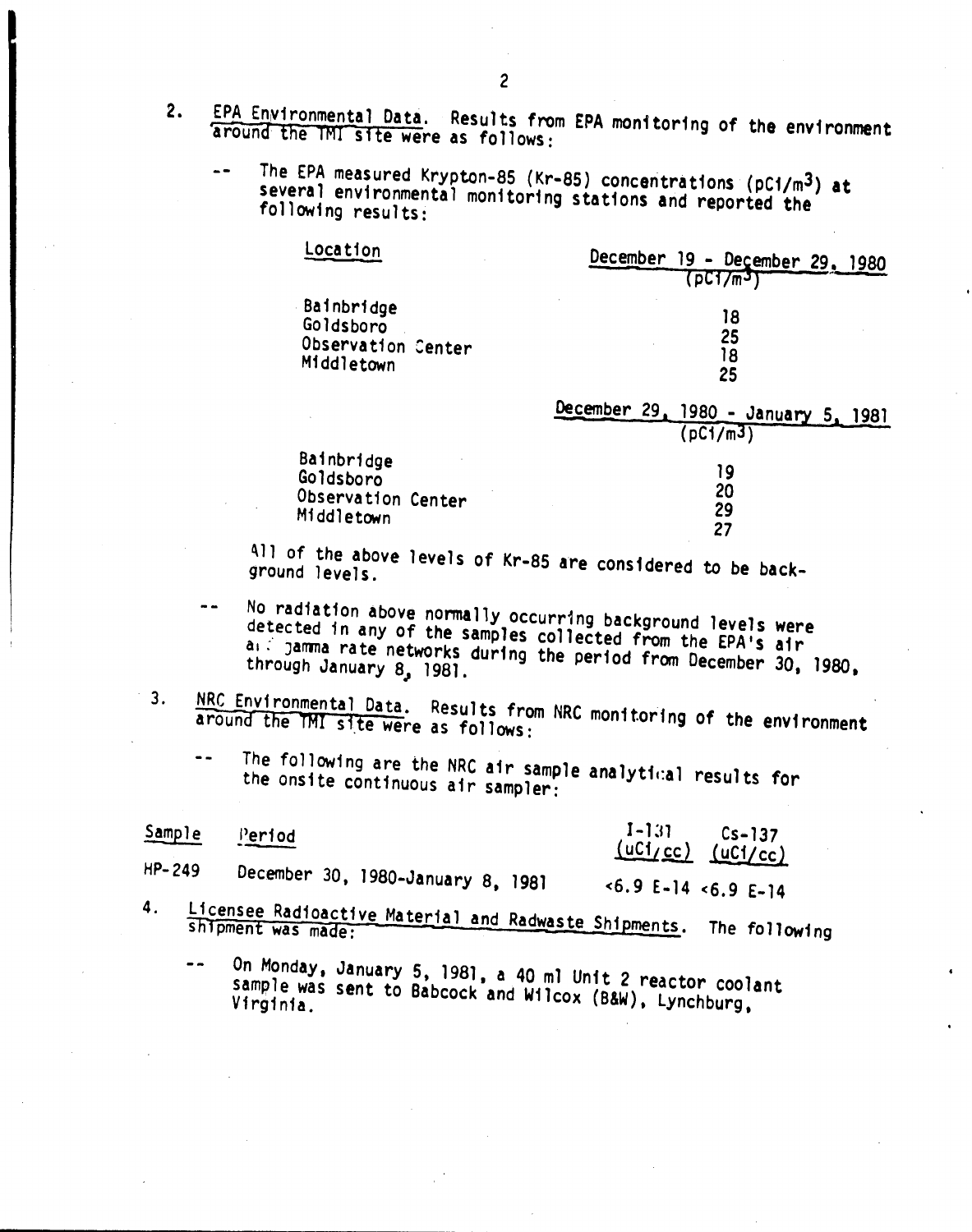2. EPA Environmental Data. Results from EPA monitoring of the environment around the TMI site were as follows:

   -- The EPA measured Krypton-85 (Kr-85) concentrations ($pCi/m^3$) at several environmental monitoring stations and reported the following results:

| Location | December 19 - December 29, 1980 ($pCi/m^3$) |
|---|---|
| Bainbridge | 18 |
| Goldsboro | 25 |
| Observation Center | 18 |
| Middletown | 25 |

| Location | December 29, 1980 - January 5, 1981 ($pCi/m^3$) |
|---|---|
| Bainbridge | 19 |
| Goldsboro | 20 |
| Observation Center | 29 |
| Middletown | 27 |

   All of the above levels of Kr-85 are considered to be background levels.

   -- No radiation above normally occurring background levels were detected in any of the samples collected from the EPA's air and gamma rate networks during the period from December 30, 1980, through January 8, 1981.

3. NRC Environmental Data. Results from NRC monitoring of the environment around the TMI site were as follows:

   -- The following are the NRC air sample analytical results for the onsite continuous air sampler:

| Sample | Period | I-131 (uCi/cc) | Cs-137 (uCi/cc) |
|---|---|---|---|
| HP-249 | December 30, 1980-January 8, 1981 | <6.9 E-14 | <6.9 E-14 |

4. Licensee Radioactive Material and Radwaste Shipments. The following shipment was made:

   -- On Monday, January 5, 1981, a 40 ml Unit 2 reactor coolant sample was sent to Babcock and Wilcox (B&W), Lynchburg, Virginia.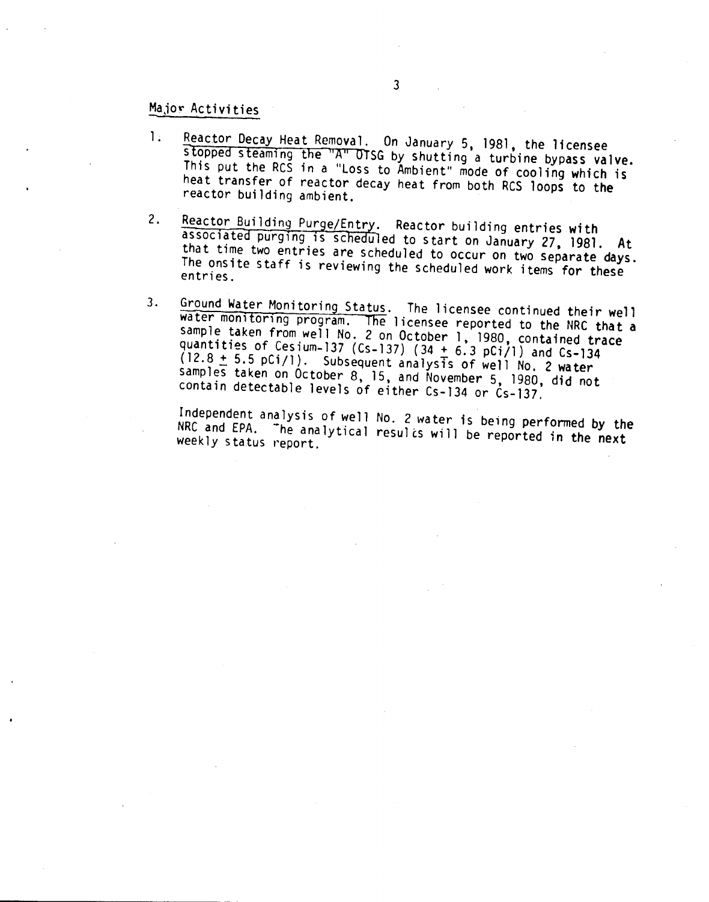## Major Activities

1. Reactor Decay Heat Removal. On January 5, 1981, the licensee stopped steaming the "A" OTSG by shutting a turbine bypass valve. This put the RCS in a "Loss to Ambient" mode of cooling which is heat transfer of reactor decay heat from both RCS loops to the reactor building ambient.

2. Reactor Building Purge/Entry. Reactor building entries with associated purging is scheduled to start on January 27, 1981. At that time two entries are scheduled to occur on two separate days. The onsite staff is reviewing the scheduled work items for these entries.

3. Ground Water Monitoring Status. The licensee continued their well water monitoring program. The licensee reported to the NRC that a sample taken from well No. 2 on October 1, 1980, contained trace quantities of Cesium-137 (Cs-137) (34 $\pm$ 6.3 pCi/l) and Cs-134 (12.8 $\pm$ 5.5 pCi/l). Subsequent analysis of well No. 2 water samples taken on October 8, 15, and November 5, 1980, did not contain detectable levels of either Cs-134 or Cs-137.

   Independent analysis of well No. 2 water is being performed by the NRC and EPA. The analytical results will be reported in the next weekly status report.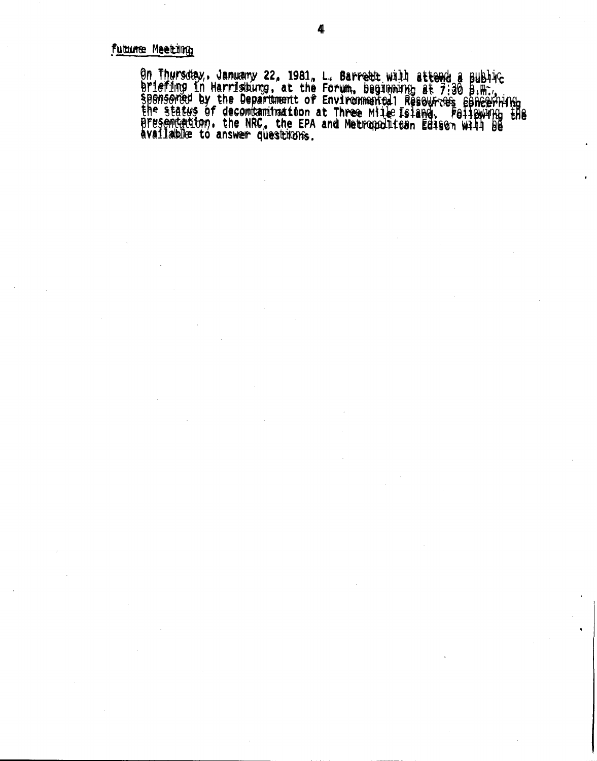## Future Meeting

On Thursday, January 22, 1981, L. Barrett will attend a public briefing in Harrisburg, at the Forum, beginning at 7:30 p.m., sponsored by the Department of Environmental Resources concerning the status of decontamination at Three Mile Island. Following the presentation, the NRC, the EPA and Metropolitan Edison will be available to answer questions.